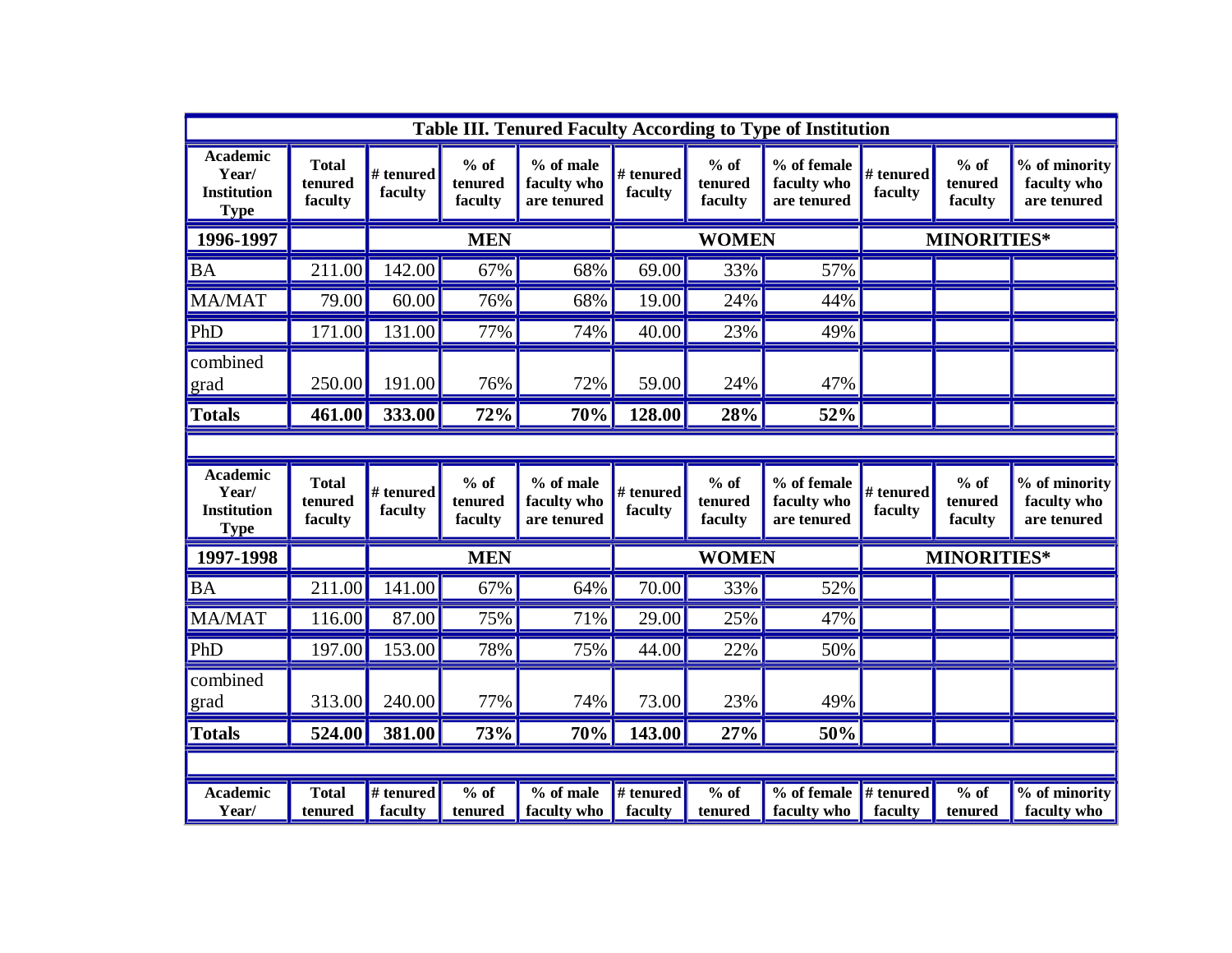| Table III. Tenured Faculty According to Type of Institution | | | | | | | | | | |
|---|---|---|---|---|---|---|---|---|---|---|
| **Academic Year/ Institution Type** | **Total tenured faculty** | **# tenured faculty** | **% of tenured faculty** | **% of male faculty who are tenured** | **# tenured faculty** | **% of tenured faculty** | **% of female faculty who are tenured** | **# tenured faculty** | **% of tenured faculty** | **% of minority faculty who are tenured** |
| **1996-1997** | | **MEN** | | | **WOMEN** | | | **MINORITIES*** | | |
| BA | 211.00 | 142.00 | 67% | 68% | 69.00 | 33% | 57% | | | |
| MA/MAT | 79.00 | 60.00 | 76% | 68% | 19.00 | 24% | 44% | | | |
| PhD | 171.00 | 131.00 | 77% | 74% | 40.00 | 23% | 49% | | | |
| combined grad | 250.00 | 191.00 | 76% | 72% | 59.00 | 24% | 47% | | | |
| **Totals** | **461.00** | **333.00** | **72%** | **70%** | **128.00** | **28%** | **52%** | | | |
| | | | | | | | | | | |
| **Academic Year/ Institution Type** | **Total tenured faculty** | **# tenured faculty** | **% of tenured faculty** | **% of male faculty who are tenured** | **# tenured faculty** | **% of tenured faculty** | **% of female faculty who are tenured** | **# tenured faculty** | **% of tenured faculty** | **% of minority faculty who are tenured** |
| **1997-1998** | | **MEN** | | | **WOMEN** | | | **MINORITIES*** | | |
| BA | 211.00 | 141.00 | 67% | 64% | 70.00 | 33% | 52% | | | |
| MA/MAT | 116.00 | 87.00 | 75% | 71% | 29.00 | 25% | 47% | | | |
| PhD | 197.00 | 153.00 | 78% | 75% | 44.00 | 22% | 50% | | | |
| combined grad | 313.00 | 240.00 | 77% | 74% | 73.00 | 23% | 49% | | | |
| **Totals** | **524.00** | **381.00** | **73%** | **70%** | **143.00** | **27%** | **50%** | | | |
| | | | | | | | | | | |
| **Academic Year/** | **Total tenured** | **# tenured faculty** | **% of tenured** | **% of male faculty who** | **# tenured faculty** | **% of tenured** | **% of female faculty who** | **# tenured faculty** | **% of tenured** | **% of minority faculty who** |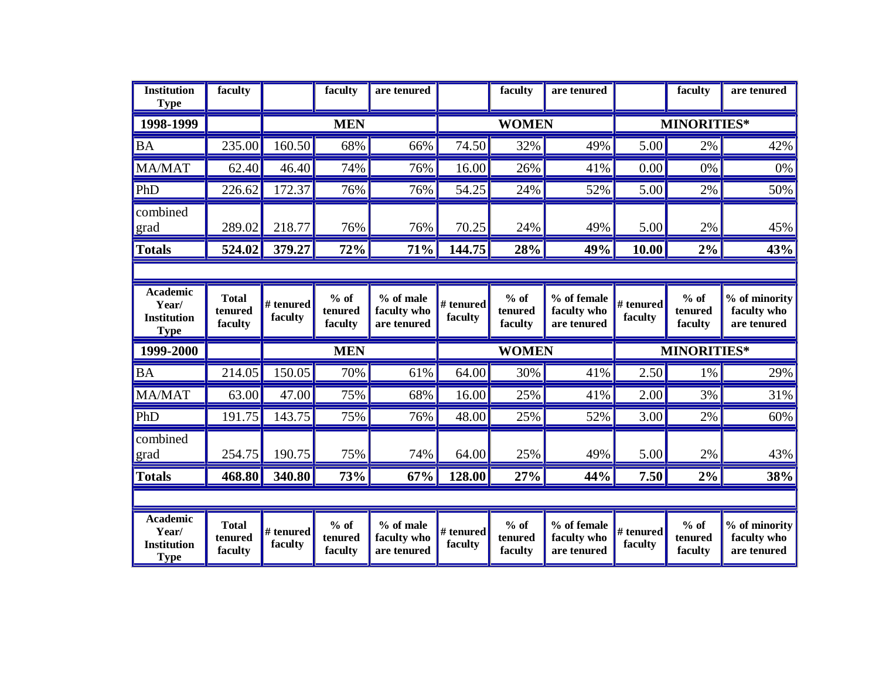| Institution Type | faculty | | faculty | are tenured | | faculty | are tenured | | faculty | are tenured |
|---|---|---|---|---|---|---|---|---|---|---|
| **1998-1999** | | **MEN** | | | **WOMEN** | | | **MINORITIES*** | | |
| BA | 235.00 | 160.50 | 68% | 66% | 74.50 | 32% | 49% | 5.00 | 2% | 42% |
| MA/MAT | 62.40 | 46.40 | 74% | 76% | 16.00 | 26% | 41% | 0.00 | 0% | 0% |
| PhD | 226.62 | 172.37 | 76% | 76% | 54.25 | 24% | 52% | 5.00 | 2% | 50% |
| combined grad | 289.02 | 218.77 | 76% | 76% | 70.25 | 24% | 49% | 5.00 | 2% | 45% |
| **Totals** | **524.02** | **379.27** | **72%** | **71%** | **144.75** | **28%** | **49%** | **10.00** | **2%** | **43%** |

| Academic Year/ Institution Type | Total tenured faculty | # tenured faculty | % of tenured faculty | % of male faculty who are tenured | # tenured faculty | % of tenured faculty | % of female faculty who are tenured | # tenured faculty | % of tenured faculty | % of minority faculty who are tenured |
|---|---|---|---|---|---|---|---|---|---|---|
| **1999-2000** | | **MEN** | | | **WOMEN** | | | **MINORITIES*** | | |
| BA | 214.05 | 150.05 | 70% | 61% | 64.00 | 30% | 41% | 2.50 | 1% | 29% |
| MA/MAT | 63.00 | 47.00 | 75% | 68% | 16.00 | 25% | 41% | 2.00 | 3% | 31% |
| PhD | 191.75 | 143.75 | 75% | 76% | 48.00 | 25% | 52% | 3.00 | 2% | 60% |
| combined grad | 254.75 | 190.75 | 75% | 74% | 64.00 | 25% | 49% | 5.00 | 2% | 43% |
| **Totals** | **468.80** | **340.80** | **73%** | **67%** | **128.00** | **27%** | **44%** | **7.50** | **2%** | **38%** |

| Academic Year/ Institution Type | Total tenured faculty | # tenured faculty | % of tenured faculty | % of male faculty who are tenured | # tenured faculty | % of tenured faculty | % of female faculty who are tenured | # tenured faculty | % of tenured faculty | % of minority faculty who are tenured |
|---|---|---|---|---|---|---|---|---|---|---|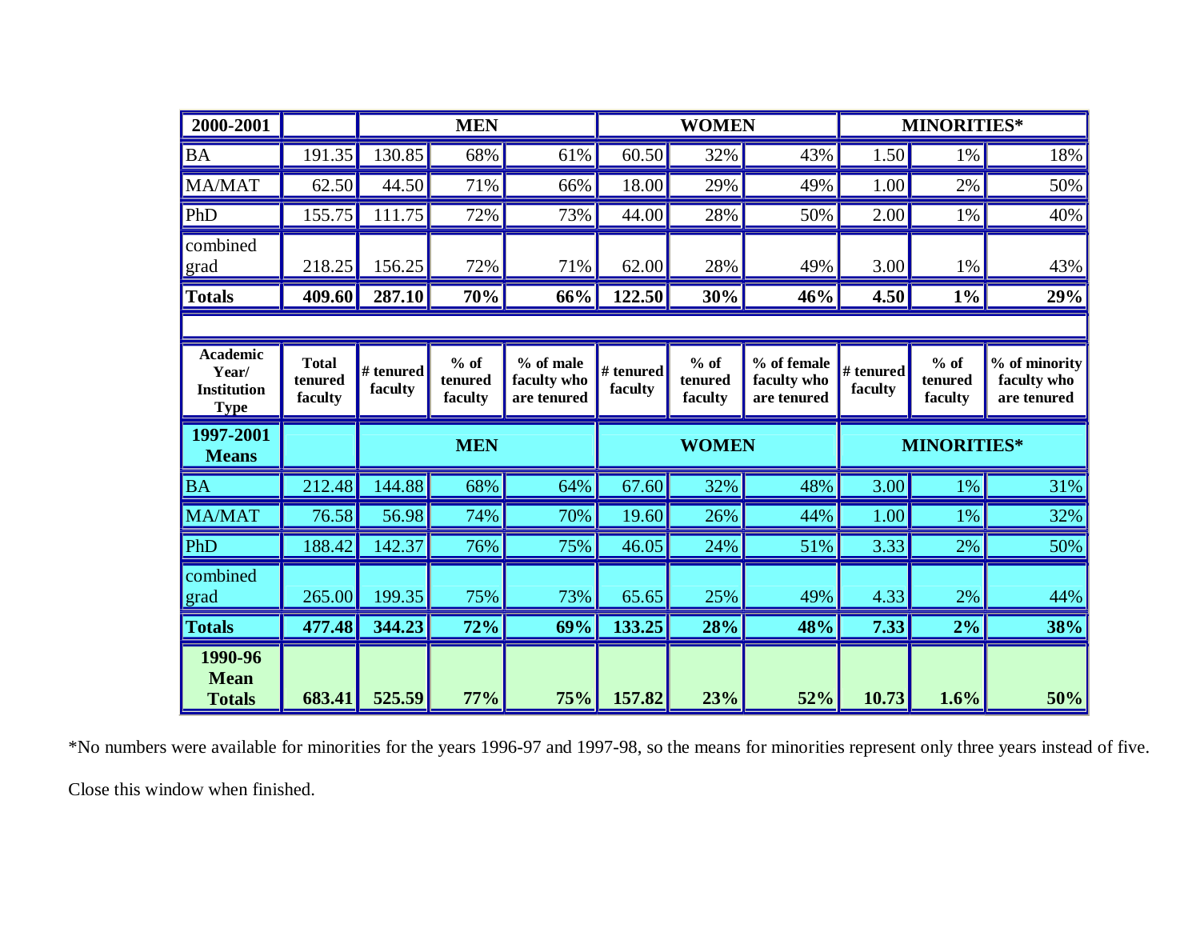| 2000-2001 | | MEN | | | WOMEN | | | MINORITIES* | | |
|---|---|---|---|---|---|---|---|---|---|---|
| BA | 191.35 | 130.85 | 68% | 61% | 60.50 | 32% | 43% | 1.50 | 1% | 18% |
| MA/MAT | 62.50 | 44.50 | 71% | 66% | 18.00 | 29% | 49% | 1.00 | 2% | 50% |
| PhD | 155.75 | 111.75 | 72% | 73% | 44.00 | 28% | 50% | 2.00 | 1% | 40% |
| combined grad | 218.25 | 156.25 | 72% | 71% | 62.00 | 28% | 49% | 3.00 | 1% | 43% |
| **Totals** | **409.60** | **287.10** | **70%** | **66%** | **122.50** | **30%** | **46%** | **4.50** | **1%** | **29%** |
| | | | | | | | | | | |
| **Academic Year/ Institution Type** | **Total tenured faculty** | **# tenured faculty** | **% of tenured faculty** | **% of male faculty who are tenured** | **# tenured faculty** | **% of tenured faculty** | **% of female faculty who are tenured** | **# tenured faculty** | **% of tenured faculty** | **% of minority faculty who are tenured** |
| **1997-2001 Means** | | **MEN** | | | **WOMEN** | | | **MINORITIES*** | | |
| BA | 212.48 | 144.88 | 68% | 64% | 67.60 | 32% | 48% | 3.00 | 1% | 31% |
| MA/MAT | 76.58 | 56.98 | 74% | 70% | 19.60 | 26% | 44% | 1.00 | 1% | 32% |
| PhD | 188.42 | 142.37 | 76% | 75% | 46.05 | 24% | 51% | 3.33 | 2% | 50% |
| combined grad | 265.00 | 199.35 | 75% | 73% | 65.65 | 25% | 49% | 4.33 | 2% | 44% |
| **Totals** | **477.48** | **344.23** | **72%** | **69%** | **133.25** | **28%** | **48%** | **7.33** | **2%** | **38%** |
| **1990-96 Mean Totals** | **683.41** | **525.59** | **77%** | **75%** | **157.82** | **23%** | **52%** | **10.73** | **1.6%** | **50%** |

*No numbers were available for minorities for the years 1996-97 and 1997-98, so the means for minorities represent only three years instead of five.

Close this window when finished.